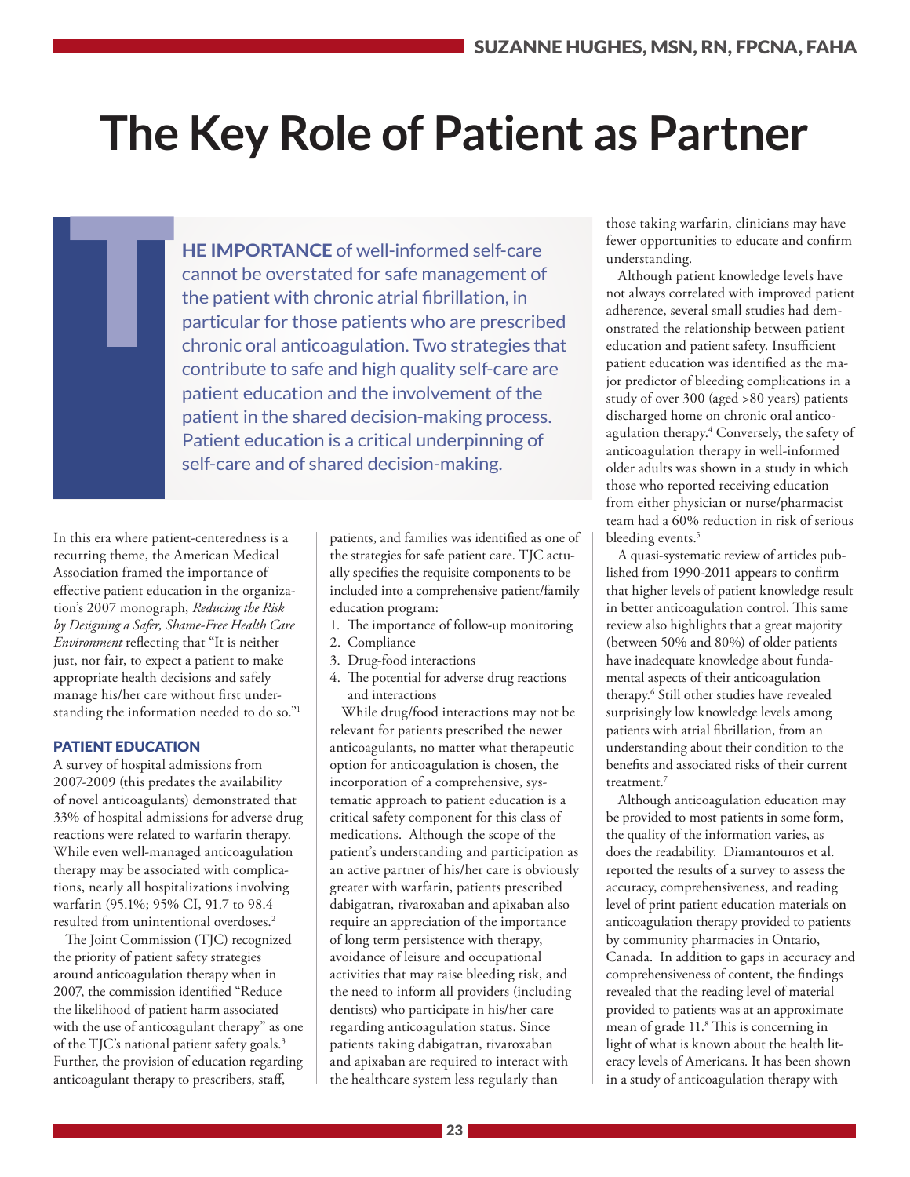SUZANNE HUGHES, MSN, RN, FPCNA, FAHA

# The Key Role of Patient as Partner

**THE IMPORTANCE** of well-informed self-care cannot be overstated for safe management of the patient with chronic atrial fibrillation, in particular for those patients who are prescribed chronic oral anticoagulation. Two strategies that contribute to safe and high quality self-care are patient education and the involvement of the patient in the shared decision-making process. Patient education is a critical underpinning of self-care and of shared decision-making.

In this era where patient-centeredness is a recurring theme, the American Medical Association framed the importance of effective patient education in the organization's 2007 monograph, *Reducing the Risk by Designing a Safer, Shame-Free Health Care Environment* reflecting that "It is neither just, nor fair, to expect a patient to make appropriate health decisions and safely manage his/her care without first understanding the information needed to do so."[1]

## PATIENT EDUCATION

A survey of hospital admissions from 2007-2009 (this predates the availability of novel anticoagulants) demonstrated that 33% of hospital admissions for adverse drug reactions were related to warfarin therapy. While even well-managed anticoagulation therapy may be associated with complications, nearly all hospitalizations involving warfarin (95.1%; 95% CI, 91.7 to 98.4 resulted from unintentional overdoses.[2]

The Joint Commission (TJC) recognized the priority of patient safety strategies around anticoagulation therapy when in 2007, the commission identified "Reduce the likelihood of patient harm associated with the use of anticoagulant therapy" as one of the TJC's national patient safety goals.[3] Further, the provision of education regarding anticoagulant therapy to prescribers, staff, patients, and families was identified as one of the strategies for safe patient care. TJC actually specifies the requisite components to be included into a comprehensive patient/family education program:

1. The importance of follow-up monitoring
2. Compliance
3. Drug-food interactions
4. The potential for adverse drug reactions and interactions

While drug/food interactions may not be relevant for patients prescribed the newer anticoagulants, no matter what therapeutic option for anticoagulation is chosen, the incorporation of a comprehensive, systematic approach to patient education is a critical safety component for this class of medications. Although the scope of the patient's understanding and participation as an active partner of his/her care is obviously greater with warfarin, patients prescribed dabigatran, rivaroxaban and apixaban also require an appreciation of the importance of long term persistence with therapy, avoidance of leisure and occupational activities that may raise bleeding risk, and the need to inform all providers (including dentists) who participate in his/her care regarding anticoagulation status. Since patients taking dabigatran, rivaroxaban and apixaban are required to interact with the healthcare system less regularly than those taking warfarin, clinicians may have fewer opportunities to educate and confirm understanding.

Although patient knowledge levels have not always correlated with improved patient adherence, several small studies had demonstrated the relationship between patient education and patient safety. Insufficient patient education was identified as the major predictor of bleeding complications in a study of over 300 (aged >80 years) patients discharged home on chronic oral anticoagulation therapy.[4] Conversely, the safety of anticoagulation therapy in well-informed older adults was shown in a study in which those who reported receiving education from either physician or nurse/pharmacist team had a 60% reduction in risk of serious bleeding events.[5]

A quasi-systematic review of articles published from 1990-2011 appears to confirm that higher levels of patient knowledge result in better anticoagulation control. This same review also highlights that a great majority (between 50% and 80%) of older patients have inadequate knowledge about fundamental aspects of their anticoagulation therapy.[6] Still other studies have revealed surprisingly low knowledge levels among patients with atrial fibrillation, from an understanding about their condition to the benefits and associated risks of their current treatment.[7]

Although anticoagulation education may be provided to most patients in some form, the quality of the information varies, as does the readability. Diamantouros et al. reported the results of a survey to assess the accuracy, comprehensiveness, and reading level of print patient education materials on anticoagulation therapy provided to patients by community pharmacies in Ontario, Canada. In addition to gaps in accuracy and comprehensiveness of content, the findings revealed that the reading level of material provided to patients was at an approximate mean of grade 11.[8] This is concerning in light of what is known about the health literacy levels of Americans. It has been shown in a study of anticoagulation therapy with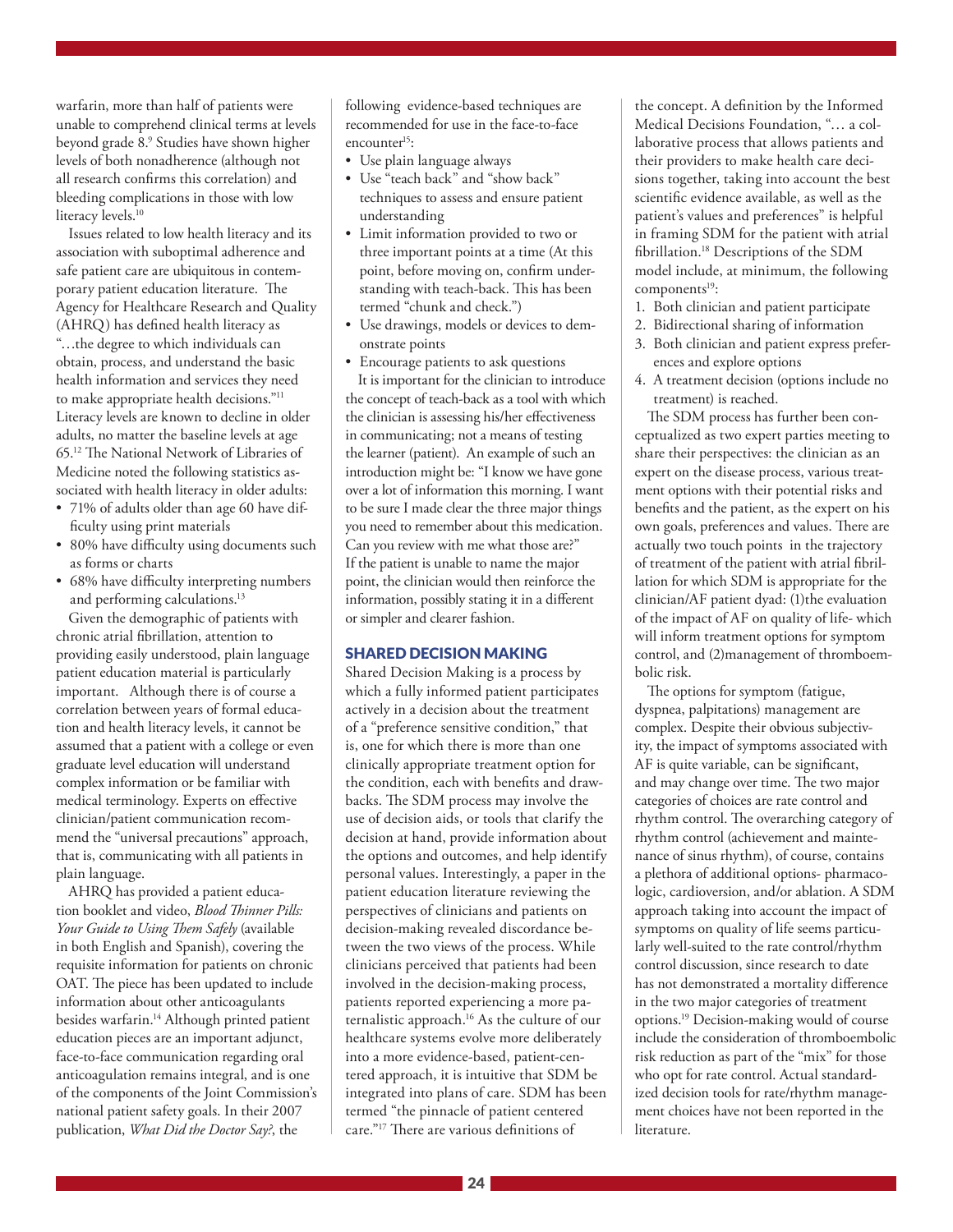warfarin, more than half of patients were unable to comprehend clinical terms at levels beyond grade 8.[9] Studies have shown higher levels of both nonadherence (although not all research confirms this correlation) and bleeding complications in those with low literacy levels.[10]

Issues related to low health literacy and its association with suboptimal adherence and safe patient care are ubiquitous in contemporary patient education literature. The Agency for Healthcare Research and Quality (AHRQ) has defined health literacy as "…the degree to which individuals can obtain, process, and understand the basic health information and services they need to make appropriate health decisions."[11] Literacy levels are known to decline in older adults, no matter the baseline levels at age 65.[12] The National Network of Libraries of Medicine noted the following statistics associated with health literacy in older adults:

- 71% of adults older than age 60 have difficulty using print materials
- 80% have difficulty using documents such as forms or charts
- 68% have difficulty interpreting numbers and performing calculations.[13]

Given the demographic of patients with chronic atrial fibrillation, attention to providing easily understood, plain language patient education material is particularly important. Although there is of course a correlation between years of formal education and health literacy levels, it cannot be assumed that a patient with a college or even graduate level education will understand complex information or be familiar with medical terminology. Experts on effective clinician/patient communication recommend the "universal precautions" approach, that is, communicating with all patients in plain language.

AHRQ has provided a patient education booklet and video, *Blood Thinner Pills: Your Guide to Using Them Safely* (available in both English and Spanish), covering the requisite information for patients on chronic OAT. The piece has been updated to include information about other anticoagulants besides warfarin.[14] Although printed patient education pieces are an important adjunct, face-to-face communication regarding oral anticoagulation remains integral, and is one of the components of the Joint Commission's national patient safety goals. In their 2007 publication, *What Did the Doctor Say?*, the following evidence-based techniques are recommended for use in the face-to-face encounter[15]:

- Use plain language always
- Use "teach back" and "show back" techniques to assess and ensure patient understanding
- Limit information provided to two or three important points at a time (At this point, before moving on, confirm understanding with teach-back. This has been termed "chunk and check.")
- Use drawings, models or devices to demonstrate points
- Encourage patients to ask questions

It is important for the clinician to introduce the concept of teach-back as a tool with which the clinician is assessing his/her effectiveness in communicating; not a means of testing the learner (patient). An example of such an introduction might be: "I know we have gone over a lot of information this morning. I want to be sure I made clear the three major things you need to remember about this medication. Can you review with me what those are?" If the patient is unable to name the major point, the clinician would then reinforce the information, possibly stating it in a different or simpler and clearer fashion.

## SHARED DECISION MAKING

Shared Decision Making is a process by which a fully informed patient participates actively in a decision about the treatment of a "preference sensitive condition," that is, one for which there is more than one clinically appropriate treatment option for the condition, each with benefits and drawbacks. The SDM process may involve the use of decision aids, or tools that clarify the decision at hand, provide information about the options and outcomes, and help identify personal values. Interestingly, a paper in the patient education literature reviewing the perspectives of clinicians and patients on decision-making revealed discordance between the two views of the process. While clinicians perceived that patients had been involved in the decision-making process, patients reported experiencing a more paternalistic approach.[16] As the culture of our healthcare systems evolve more deliberately into a more evidence-based, patient-centered approach, it is intuitive that SDM be integrated into plans of care. SDM has been termed "the pinnacle of patient centered care."[17] There are various definitions of the concept. A definition by the Informed Medical Decisions Foundation, "… a collaborative process that allows patients and their providers to make health care decisions together, taking into account the best scientific evidence available, as well as the patient's values and preferences" is helpful in framing SDM for the patient with atrial fibrillation.[18] Descriptions of the SDM model include, at minimum, the following components[19]:

1. Both clinician and patient participate
2. Bidirectional sharing of information
3. Both clinician and patient express preferences and explore options
4. A treatment decision (options include no treatment) is reached.

The SDM process has further been conceptualized as two expert parties meeting to share their perspectives: the clinician as an expert on the disease process, various treatment options with their potential risks and benefits and the patient, as the expert on his own goals, preferences and values. There are actually two touch points in the trajectory of treatment of the patient with atrial fibrillation for which SDM is appropriate for the clinician/AF patient dyad: (1)the evaluation of the impact of AF on quality of life- which will inform treatment options for symptom control, and (2)management of thromboembolic risk.

The options for symptom (fatigue, dyspnea, palpitations) management are complex. Despite their obvious subjectivity, the impact of symptoms associated with AF is quite variable, can be significant, and may change over time. The two major categories of choices are rate control and rhythm control. The overarching category of rhythm control (achievement and maintenance of sinus rhythm), of course, contains a plethora of additional options- pharmacologic, cardioversion, and/or ablation. A SDM approach taking into account the impact of symptoms on quality of life seems particularly well-suited to the rate control/rhythm control discussion, since research to date has not demonstrated a mortality difference in the two major categories of treatment options.[19] Decision-making would of course include the consideration of thromboembolic risk reduction as part of the "mix" for those who opt for rate control. Actual standardized decision tools for rate/rhythm management choices have not been reported in the literature.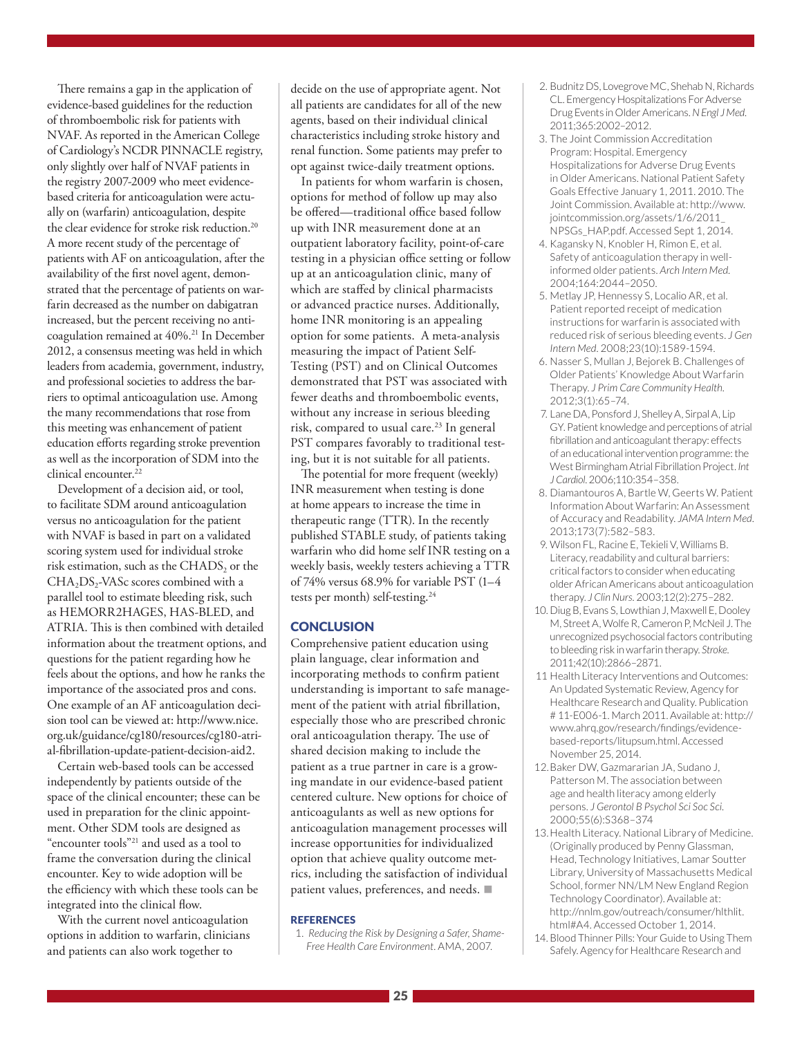There remains a gap in the application of evidence-based guidelines for the reduction of thromboembolic risk for patients with NVAF. As reported in the American College of Cardiology's NCDR PINNACLE registry, only slightly over half of NVAF patients in the registry 2007-2009 who meet evidence-based criteria for anticoagulation were actually on (warfarin) anticoagulation, despite the clear evidence for stroke risk reduction.[20] A more recent study of the percentage of patients with AF on anticoagulation, after the availability of the first novel agent, demonstrated that the percentage of patients on warfarin decreased as the number on dabigatran increased, but the percent receiving no anticoagulation remained at 40%.[21] In December 2012, a consensus meeting was held in which leaders from academia, government, industry, and professional societies to address the barriers to optimal anticoagulation use. Among the many recommendations that rose from this meeting was enhancement of patient education efforts regarding stroke prevention as well as the incorporation of SDM into the clinical encounter.[22]

Development of a decision aid, or tool, to facilitate SDM around anticoagulation versus no anticoagulation for the patient with NVAF is based in part on a validated scoring system used for individual stroke risk estimation, such as the $CHADS_2$ or the $CHA_2DS_2$-VASc scores combined with a parallel tool to estimate bleeding risk, such as HEMORR2HAGES, HAS-BLED, and ATRIA. This is then combined with detailed information about the treatment options, and questions for the patient regarding how he feels about the options, and how he ranks the importance of the associated pros and cons. One example of an AF anticoagulation decision tool can be viewed at: http://www.nice.org.uk/guidance/cg180/resources/cg180-atrial-fibrillation-update-patient-decision-aid2.

Certain web-based tools can be accessed independently by patients outside of the space of the clinical encounter; these can be used in preparation for the clinic appointment. Other SDM tools are designed as "encounter tools"[21] and used as a tool to frame the conversation during the clinical encounter. Key to wide adoption will be the efficiency with which these tools can be integrated into the clinical flow.

With the current novel anticoagulation options in addition to warfarin, clinicians and patients can also work together to decide on the use of appropriate agent. Not all patients are candidates for all of the new agents, based on their individual clinical characteristics including stroke history and renal function. Some patients may prefer to opt against twice-daily treatment options.

In patients for whom warfarin is chosen, options for method of follow up may also be offered—traditional office based follow up with INR measurement done at an outpatient laboratory facility, point-of-care testing in a physician office setting or follow up at an anticoagulation clinic, many of which are staffed by clinical pharmacists or advanced practice nurses. Additionally, home INR monitoring is an appealing option for some patients. A meta-analysis measuring the impact of Patient Self-Testing (PST) and on Clinical Outcomes demonstrated that PST was associated with fewer deaths and thromboembolic events, without any increase in serious bleeding risk, compared to usual care.[23] In general PST compares favorably to traditional testing, but it is not suitable for all patients.

The potential for more frequent (weekly) INR measurement when testing is done at home appears to increase the time in therapeutic range (TTR). In the recently published STABLE study, of patients taking warfarin who did home self INR testing on a weekly basis, weekly testers achieving a TTR of 74% versus 68.9% for variable PST (1–4 tests per month) self-testing.[24]

## CONCLUSION

Comprehensive patient education using plain language, clear information and incorporating methods to confirm patient understanding is important to safe management of the patient with atrial fibrillation, especially those who are prescribed chronic oral anticoagulation therapy. The use of shared decision making to include the patient as a true partner in care is a growing mandate in our evidence-based patient centered culture. New options for choice of anticoagulants as well as new options for anticoagulation management processes will increase opportunities for individualized option that achieve quality outcome metrics, including the satisfaction of individual patient values, preferences, and needs. ■

## REFERENCES

1. *Reducing the Risk by Designing a Safer, Shame-Free Health Care Environment*. AMA, 2007.
2. Budnitz DS, Lovegrove MC, Shehab N, Richards CL. Emergency Hospitalizations For Adverse Drug Events in Older Americans. *N Engl J Med*. 2011;365:2002–2012.
3. The Joint Commission Accreditation Program: Hospital. Emergency Hospitalizations for Adverse Drug Events in Older Americans. National Patient Safety Goals Effective January 1, 2011. 2010. The Joint Commission. Available at: http://www.jointcommission.org/assets/1/6/2011_NPSGs_HAP.pdf. Accessed Sept 1, 2014.
4. Kagansky N, Knobler H, Rimon E, et al. Safety of anticoagulation therapy in well-informed older patients. *Arch Intern Med*. 2004;164:2044–2050.
5. Metlay JP, Hennessy S, Localio AR, et al. Patient reported receipt of medication instructions for warfarin is associated with reduced risk of serious bleeding events. *J Gen Intern Med*. 2008;23(10):1589-1594.
6. Nasser S, Mullan J, Bejorek B. Challenges of Older Patients' Knowledge About Warfarin Therapy. *J Prim Care Community Health*. 2012;3(1):65–74.
7. Lane DA, Ponsford J, Shelley A, Sirpal A, Lip GY. Patient knowledge and perceptions of atrial fibrillation and anticoagulant therapy: effects of an educational intervention programme: the West Birmingham Atrial Fibrillation Project. *Int J Cardiol*. 2006;110:354–358.
8. Diamantouros A, Bartle W, Geerts W. Patient Information About Warfarin: An Assessment of Accuracy and Readability. *JAMA Intern Med*. 2013;173(7):582–583.
9. Wilson FL, Racine E, Tekieli V, Williams B. Literacy, readability and cultural barriers: critical factors to consider when educating older African Americans about anticoagulation therapy. *J Clin Nurs*. 2003;12(2):275–282.
10. Diug B, Evans S, Lowthian J, Maxwell E, Dooley M, Street A, Wolfe R, Cameron P, McNeil J. The unrecognized psychosocial factors contributing to bleeding risk in warfarin therapy. *Stroke*. 2011;42(10):2866–2871.
11. Health Literacy Interventions and Outcomes: An Updated Systematic Review, Agency for Healthcare Research and Quality. Publication # 11-E006-1. March 2011. Available at: http://www.ahrq.gov/research/findings/evidence-based-reports/litupsum.html. Accessed November 25, 2014.
12. Baker DW, Gazmararian JA, Sudano J, Patterson M. The association between age and health literacy among elderly persons. *J Gerontol B Psychol Sci Soc Sci*. 2000;55(6):S368–374
13. Health Literacy. National Library of Medicine. (Originally produced by Penny Glassman, Head, Technology Initiatives, Lamar Soutter Library, University of Massachusetts Medical School, former NN/LM New England Region Technology Coordinator). Available at: http://nnlm.gov/outreach/consumer/hlthlit.html#A4. Accessed October 1, 2014.
14. Blood Thinner Pills: Your Guide to Using Them Safely. Agency for Healthcare Research and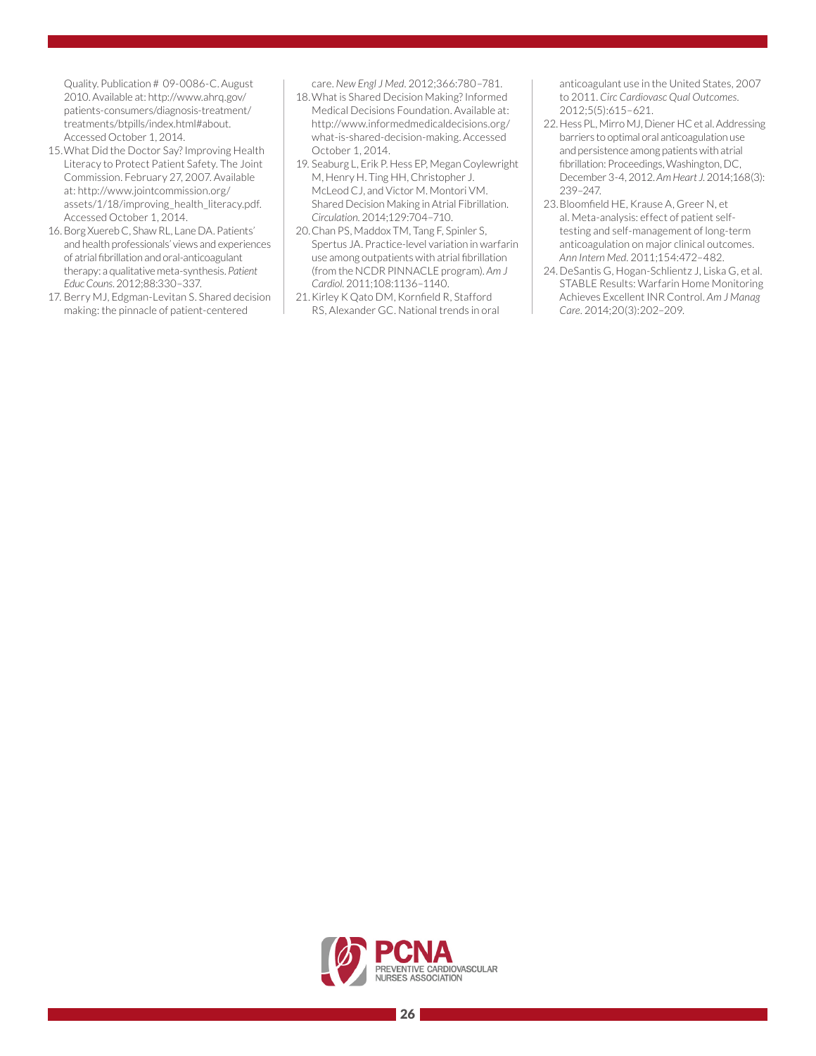Quality. Publication # 09-0086-C. August 2010. Available at: http://www.ahrq.gov/patients-consumers/diagnosis-treatment/treatments/btpills/index.html#about. Accessed October 1, 2014.

15. What Did the Doctor Say? Improving Health Literacy to Protect Patient Safety. The Joint Commission. February 27, 2007. Available at: http://www.jointcommission.org/assets/1/18/improving_health_literacy.pdf. Accessed October 1, 2014.
16. Borg Xuereb C, Shaw RL, Lane DA. Patients' and health professionals' views and experiences of atrial fibrillation and oral-anticoagulant therapy: a qualitative meta-synthesis. *Patient Educ Couns*. 2012;88:330–337.
17. Berry MJ, Edgman-Levitan S. Shared decision making: the pinnacle of patient-centered care. *New Engl J Med*. 2012;366:780–781.
18. What is Shared Decision Making? Informed Medical Decisions Foundation. Available at: http://www.informedmedicaldecisions.org/what-is-shared-decision-making. Accessed October 1, 2014.
19. Seaburg L, Erik P. Hess EP, Megan Coylewright M, Henry H. Ting HH, Christopher J. McLeod CJ, and Victor M. Montori VM. Shared Decision Making in Atrial Fibrillation. *Circulation*. 2014;129:704–710.
20. Chan PS, Maddox TM, Tang F, Spinler S, Spertus JA. Practice-level variation in warfarin use among outpatients with atrial fibrillation (from the NCDR PINNACLE program). *Am J Cardiol*. 2011;108:1136–1140.
21. Kirley K Qato DM, Kornfield R, Stafford RS, Alexander GC. National trends in oral anticoagulant use in the United States, 2007 to 2011. *Circ Cardiovasc Qual Outcomes*. 2012;5(5):615–621.
22. Hess PL, Mirro MJ, Diener HC et al. Addressing barriers to optimal oral anticoagulation use and persistence among patients with atrial fibrillation: Proceedings, Washington, DC, December 3-4, 2012. *Am Heart J*. 2014;168(3): 239–247.
23. Bloomfield HE, Krause A, Greer N, et al. Meta-analysis: effect of patient self-testing and self-management of long-term anticoagulation on major clinical outcomes. *Ann Intern Med*. 2011;154:472–482.
24. DeSantis G, Hogan-Schlientz J, Liska G, et al. STABLE Results: Warfarin Home Monitoring Achieves Excellent INR Control. *Am J Manag Care*. 2014;20(3):202–209.